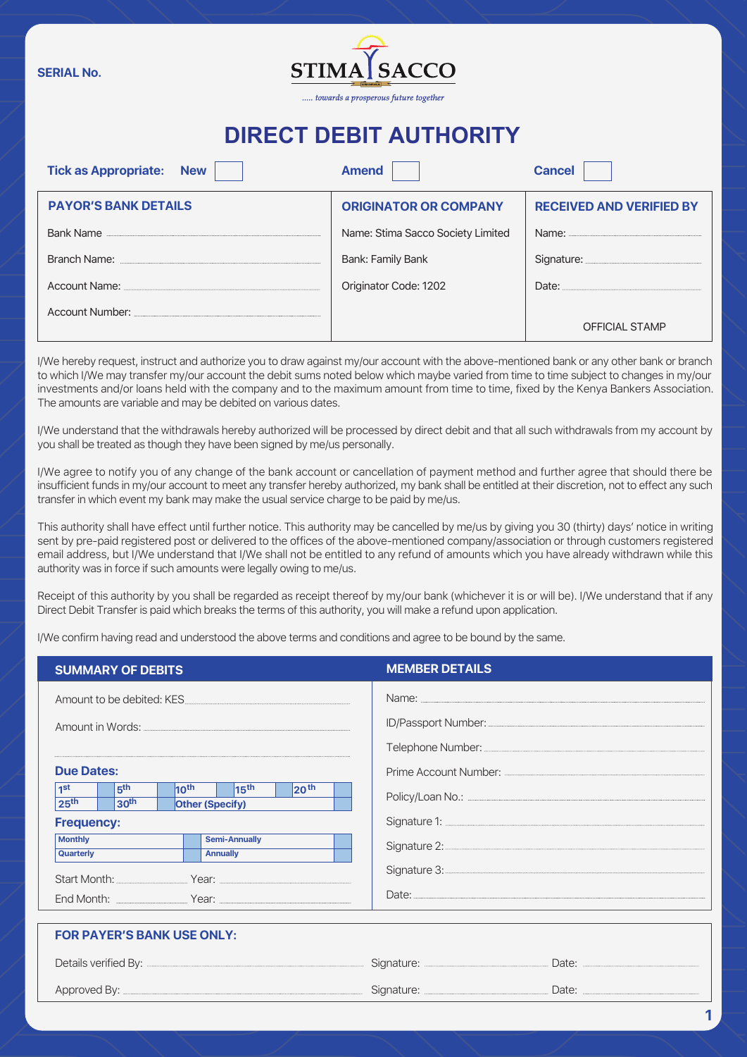SERIAL No.

STIMA SACCO

..... towards a prosperous future together

# DIRECT DEBIT AUTHORITY

**Tick as Appropriate:** **New** ☐ **Amend** ☐ **Cancel** ☐

| PAYOR'S BANK DETAILS | ORIGINATOR OR COMPANY | RECEIVED AND VERIFIED BY |
|---|---|---|
| Bank Name ............ | Name: Stima Sacco Society Limited | Name: ............ |
| Branch Name: ............ | Bank: Family Bank | Signature: ............ |
| Account Name: ............ | Originator Code: 1202 | Date: ............ |
| Account Number: ............ | | OFFICIAL STAMP |

I/We hereby request, instruct and authorize you to draw against my/our account with the above-mentioned bank or any other bank or branch to which I/We may transfer my/our account the debit sums noted below which maybe varied from time to time subject to changes in my/our investments and/or loans held with the company and to the maximum amount from time to time, fixed by the Kenya Bankers Association. The amounts are variable and may be debited on various dates.

I/We understand that the withdrawals hereby authorized will be processed by direct debit and that all such withdrawals from my account by you shall be treated as though they have been signed by me/us personally.

I/We agree to notify you of any change of the bank account or cancellation of payment method and further agree that should there be insufficient funds in my/our account to meet any transfer hereby authorized, my bank shall be entitled at their discretion, not to effect any such transfer in which event my bank may make the usual service charge to be paid by me/us.

This authority shall have effect until further notice. This authority may be cancelled by me/us by giving you 30 (thirty) days' notice in writing sent by pre-paid registered post or delivered to the offices of the above-mentioned company/association or through customers registered email address, but I/We understand that I/We shall not be entitled to any refund of amounts which you have already withdrawn while this authority was in force if such amounts were legally owing to me/us.

Receipt of this authority by you shall be regarded as receipt thereof by my/our bank (whichever it is or will be). I/We understand that if any Direct Debit Transfer is paid which breaks the terms of this authority, you will make a refund upon application.

I/We confirm having read and understood the above terms and conditions and agree to be bound by the same.

## SUMMARY OF DEBITS

Amount to be debited: KES............

Amount in Words: ............

............

**Due Dates:**

| 1st | ☐ | 5th | ☐ | 10th | ☐ | 15th | ☐ | 20th | ☐ |
|---|---|---|---|---|---|---|---|---|---|
| 25th | ☐ | 30th | ☐ | Other (Specify) | | | | | |

**Frequency:**

| Monthly | ☐ | Semi-Annually | ☐ |
|---|---|---|---|
| Quarterly | ☐ | Annually | ☐ |

Start Month: ............ Year: ............

End Month: ............ Year: ............

## MEMBER DETAILS

Name: ............

ID/Passport Number: ............

Telephone Number: ............

Prime Account Number: ............

Policy/Loan No.: ............

Signature 1: ............

Signature 2: ............

Signature 3: ............

Date: ............

## FOR PAYER'S BANK USE ONLY:

Details verified By: ............ Signature: ............ Date: ............

Approved By: ............ Signature: ............ Date: ............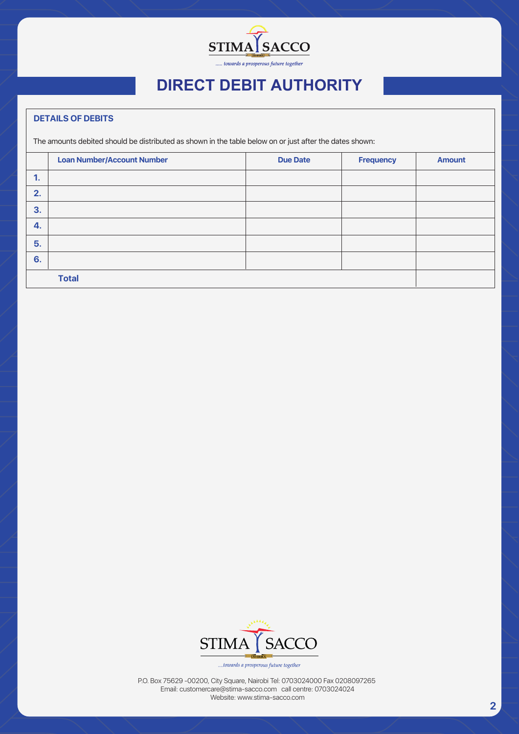STIMA SACCO

..... towards a prosperous future together

# DIRECT DEBIT AUTHORITY

## DETAILS OF DEBITS

The amounts debited should be distributed as shown in the table below on or just after the dates shown:

| | Loan Number/Account Number | Due Date | Frequency | Amount |
|---|---|---|---|---|
| 1. | | | | |
| 2. | | | | |
| 3. | | | | |
| 4. | | | | |
| 5. | | | | |
| 6. | | | | |
| | Total | | | |

STIMA SACCO

....towards a prosperous future together

P.O. Box 75629 -00200, City Square, Nairobi Tel: 0703024000 Fax 0208097265
Email: customercare@stima-sacco.com call centre: 0703024024
Website: www.stima-sacco.com